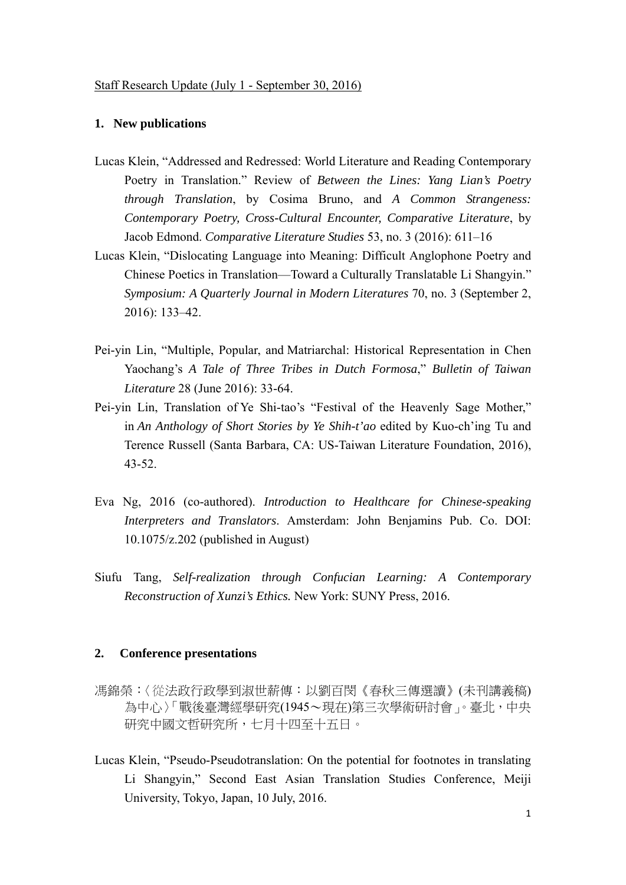Staff Research Update (July 1 - September 30, 2016)

## 1. New publications

Lucas Klein, “Addressed and Redressed: World Literature and Reading Contemporary Poetry in Translation.” Review of *Between the Lines: Yang Lian’s Poetry through Translation*, by Cosima Bruno, and *A Common Strangeness: Contemporary Poetry, Cross-Cultural Encounter, Comparative Literature*, by Jacob Edmond. *Comparative Literature Studies* 53, no. 3 (2016): 611–16

Lucas Klein, “Dislocating Language into Meaning: Difficult Anglophone Poetry and Chinese Poetics in Translation—Toward a Culturally Translatable Li Shangyin.” *Symposium: A Quarterly Journal in Modern Literatures* 70, no. 3 (September 2, 2016): 133–42.

Pei-yin Lin, “Multiple, Popular, and Matriarchal: Historical Representation in Chen Yaochang’s *A Tale of Three Tribes in Dutch Formosa*,” *Bulletin of Taiwan Literature* 28 (June 2016): 33-64.

Pei-yin Lin, Translation of Ye Shi-tao’s “Festival of the Heavenly Sage Mother,” in *An Anthology of Short Stories by Ye Shih-t’ao* edited by Kuo-ch’ing Tu and Terence Russell (Santa Barbara, CA: US-Taiwan Literature Foundation, 2016), 43-52.

Eva Ng, 2016 (co-authored). *Introduction to Healthcare for Chinese-speaking Interpreters and Translators*. Amsterdam: John Benjamins Pub. Co. DOI: 10.1075/z.202 (published in August)

Siufu Tang, *Self-realization through Confucian Learning: A Contemporary Reconstruction of Xunzi’s Ethics.* New York: SUNY Press, 2016.

## 2. Conference presentations

馮錦榮：〈從法政行政學到淑世薪傳：以劉百閔《春秋三傳選讀》(未刊講義稿)為中心〉「戰後臺灣經學研究(1945～現在)第三次學術研討會」。臺北，中央研究中國文哲研究所，七月十四至十五日。

Lucas Klein, “Pseudo-Pseudotranslation: On the potential for footnotes in translating Li Shangyin,” Second East Asian Translation Studies Conference, Meiji University, Tokyo, Japan, 10 July, 2016.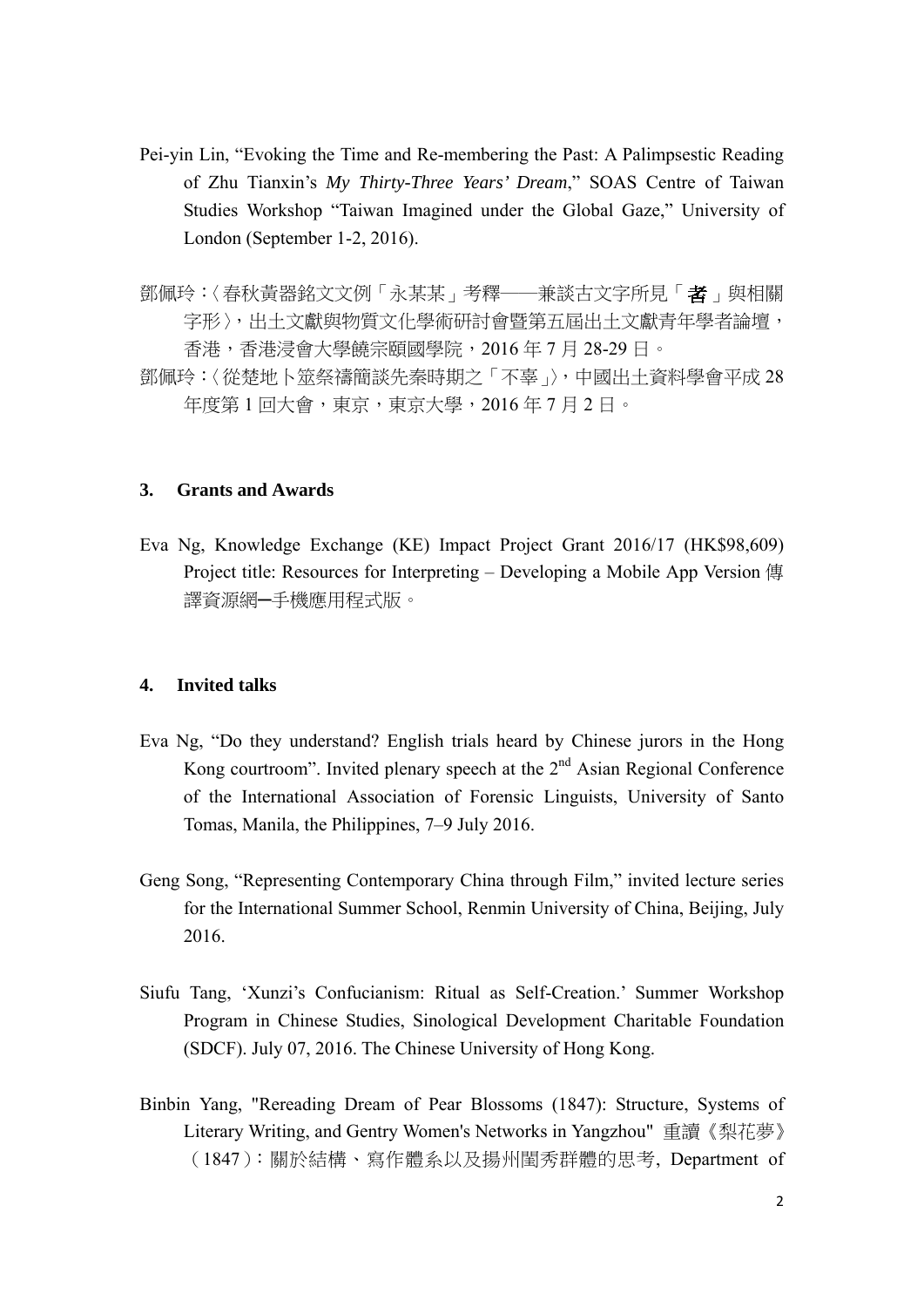Pei-yin Lin, "Evoking the Time and Re-membering the Past: A Palimpsestic Reading of Zhu Tianxin's *My Thirty-Three Years' Dream*," SOAS Centre of Taiwan Studies Workshop "Taiwan Imagined under the Global Gaze," University of London (September 1-2, 2016).

鄧佩玲：〈春秋黃器銘文文例「永某某」考釋——兼談古文字所見「耇」與相關字形〉，出土文獻與物質文化學術研討會暨第五屆出土文獻青年學者論壇，香港，香港浸會大學饒宗頤國學院，2016 年 7 月 28-29 日。

鄧佩玲：〈從楚地卜筮祭禱簡談先秦時期之「不辜」〉，中國出土資料學會平成 28 年度第 1 回大會，東京，東京大學，2016 年 7 月 2 日。

### 3. Grants and Awards

Eva Ng, Knowledge Exchange (KE) Impact Project Grant 2016/17 (HK$98,609) Project title: Resources for Interpreting – Developing a Mobile App Version 傳譯資源網─手機應用程式版。

### 4. Invited talks

Eva Ng, "Do they understand? English trials heard by Chinese jurors in the Hong Kong courtroom". Invited plenary speech at the 2nd Asian Regional Conference of the International Association of Forensic Linguists, University of Santo Tomas, Manila, the Philippines, 7–9 July 2016.

Geng Song, "Representing Contemporary China through Film," invited lecture series for the International Summer School, Renmin University of China, Beijing, July 2016.

Siufu Tang, 'Xunzi's Confucianism: Ritual as Self-Creation.' Summer Workshop Program in Chinese Studies, Sinological Development Charitable Foundation (SDCF). July 07, 2016. The Chinese University of Hong Kong.

Binbin Yang, "Rereading Dream of Pear Blossoms (1847): Structure, Systems of Literary Writing, and Gentry Women's Networks in Yangzhou" 重讀《梨花夢》（1847）：關於結構、寫作體系以及揚州閨秀群體的思考, Department of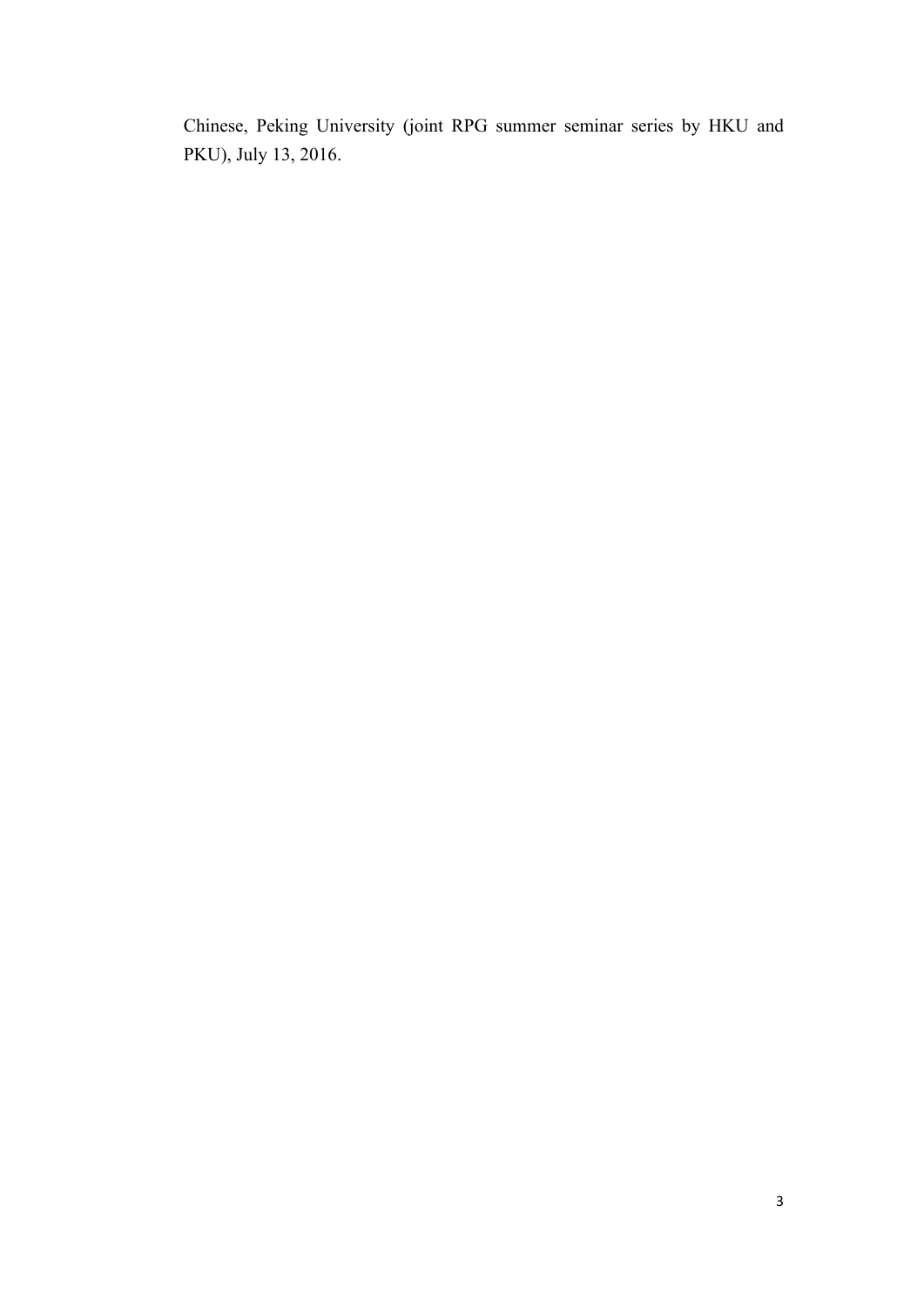Chinese, Peking University (joint RPG summer seminar series by HKU and PKU), July 13, 2016.